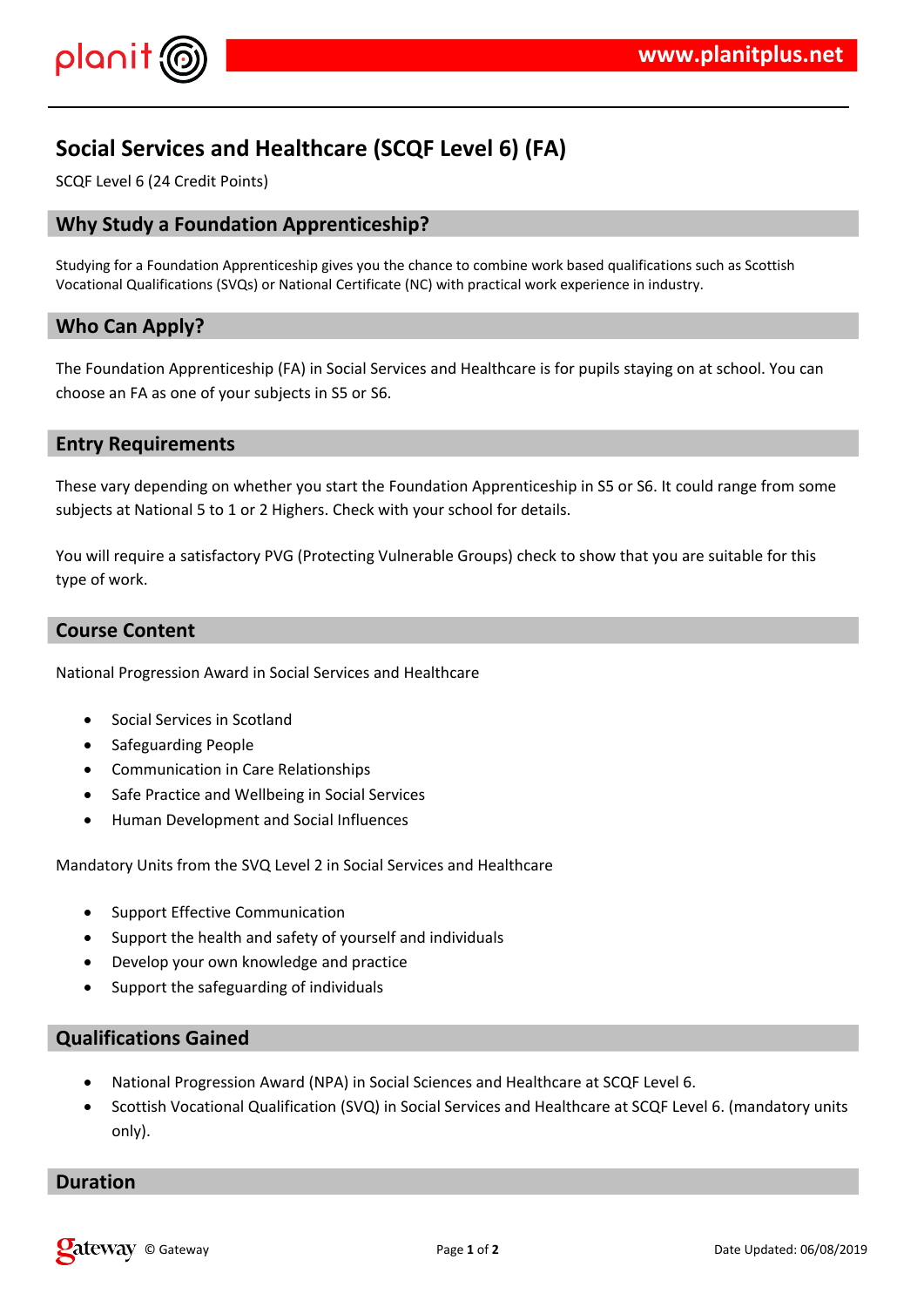# Social Services and Healthcare (SCQF Level 6) (FA)

SCQF Level 6 (24 Credit Points)

## Why Study a Foundation Apprenticeship?

Studying for a Foundation Apprenticeship gives you the chance to combine work based qualifications such as Scottish Vocational Qualifications (SVQs) or National Certificate (NC) with practical work experience in industry.

## Who Can Apply?

The Foundation Apprenticeship (FA) in Social Services and Healthcare is for pupils staying on at school. You can choose an FA as one of your subjects in S5 or S6.

## Entry Requirements

These vary depending on whether you start the Foundation Apprenticeship in S5 or S6. It could range from some subjects at National 5 to 1 or 2 Highers. Check with your school for details.

You will require a satisfactory PVG (Protecting Vulnerable Groups) check to show that you are suitable for this type of work.

## Course Content

National Progression Award in Social Services and Healthcare

- Social Services in Scotland
- Safeguarding People
- Communication in Care Relationships
- Safe Practice and Wellbeing in Social Services
- Human Development and Social Influences

Mandatory Units from the SVQ Level 2 in Social Services and Healthcare

- Support Effective Communication
- Support the health and safety of yourself and individuals
- Develop your own knowledge and practice
- Support the safeguarding of individuals

## Qualifications Gained

- National Progression Award (NPA) in Social Sciences and Healthcare at SCQF Level 6.
- Scottish Vocational Qualification (SVQ) in Social Services and Healthcare at SCQF Level 6. (mandatory units only).

## Duration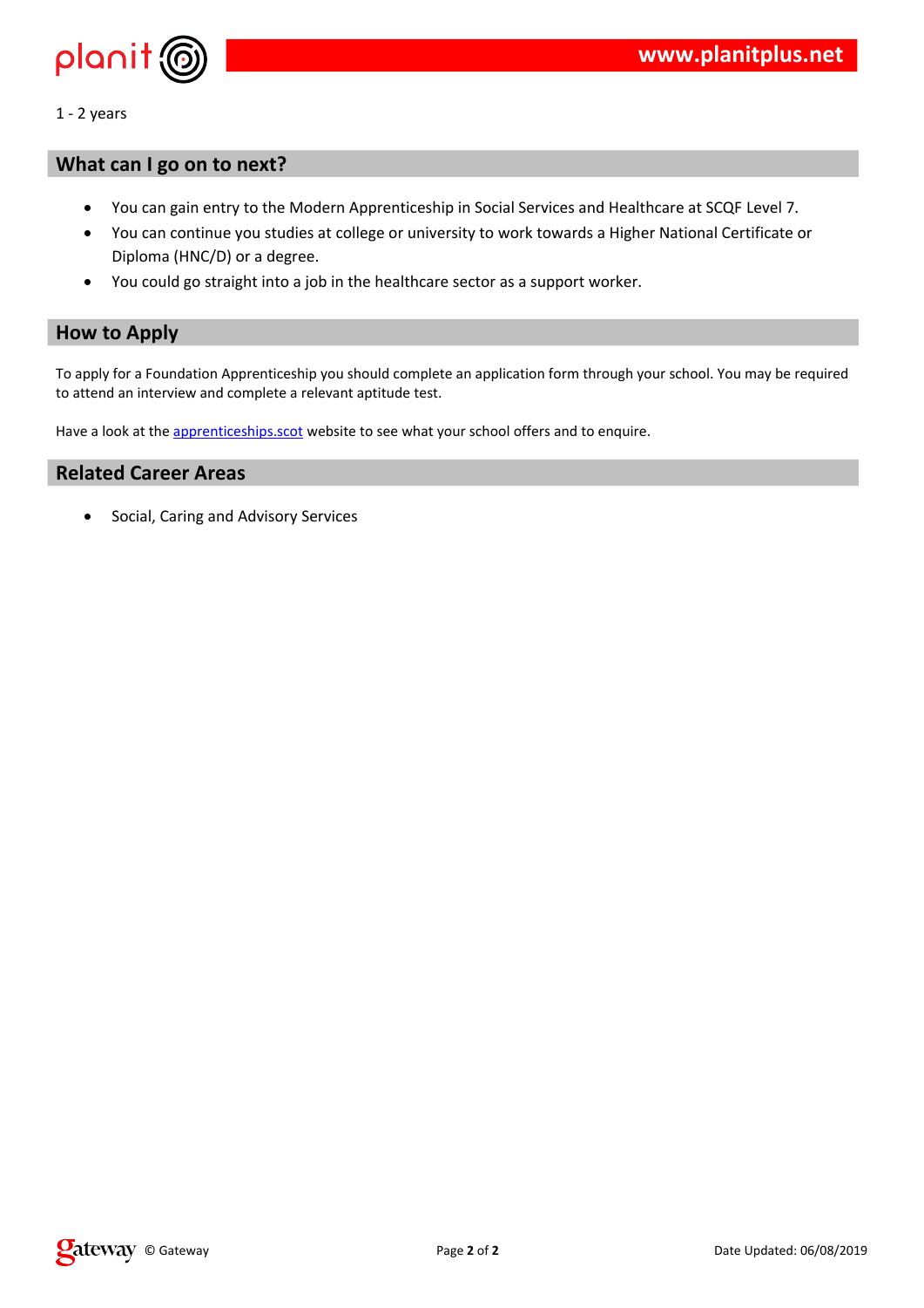1 - 2 years

## What can I go on to next?

- You can gain entry to the Modern Apprenticeship in Social Services and Healthcare at SCQF Level 7.
- You can continue you studies at college or university to work towards a Higher National Certificate or Diploma (HNC/D) or a degree.
- You could go straight into a job in the healthcare sector as a support worker.

## How to Apply

To apply for a Foundation Apprenticeship you should complete an application form through your school. You may be required to attend an interview and complete a relevant aptitude test.

Have a look at the apprenticeships.scot website to see what your school offers and to enquire.

## Related Career Areas

- Social, Caring and Advisory Services